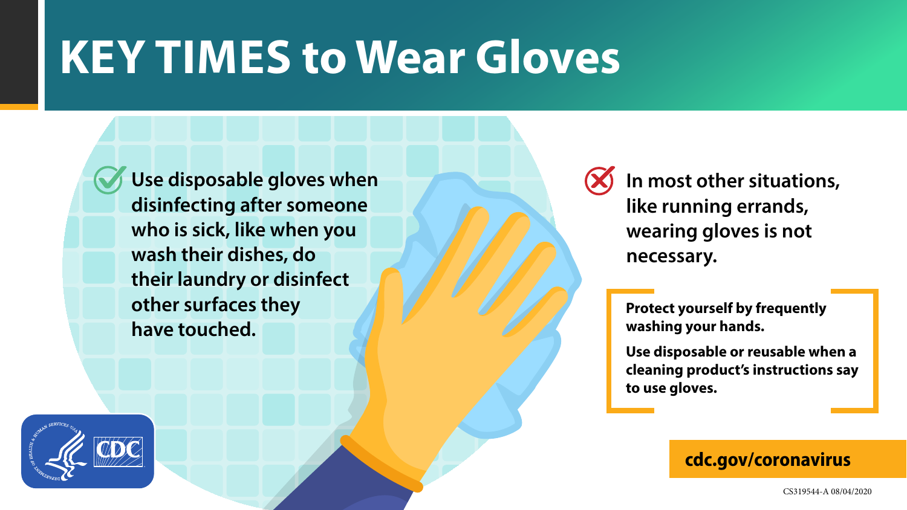# KEY TIMES to Wear Gloves

✓ Use disposable gloves when disinfecting after someone who is sick, like when you wash their dishes, do their laundry or disinfect other surfaces they have touched.

✗ In most other situations, like running errands, wearing gloves is not necessary.

**Protect yourself by frequently washing your hands.**

**Use disposable or reusable when a cleaning product's instructions say to use gloves.**

**cdc.gov/coronavirus**

CS319544-A 08/04/2020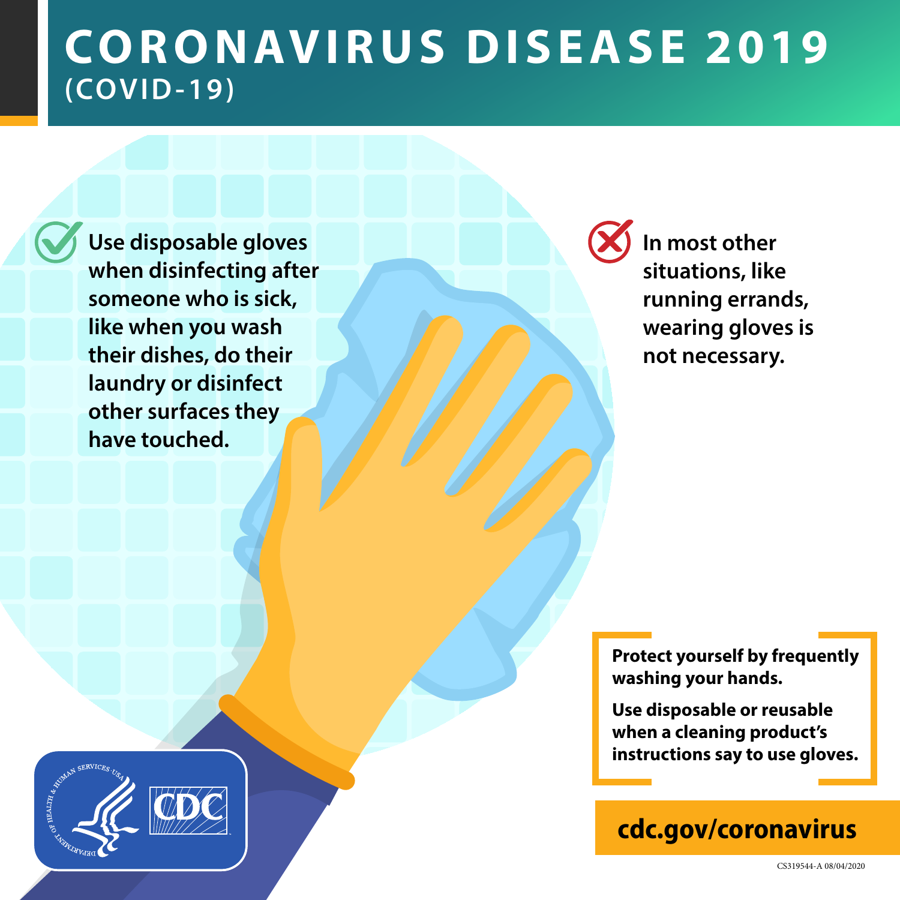# CORONAVIRUS DISEASE 2019

## (COVID-19)

✓ **Use disposable gloves when disinfecting after someone who is sick, like when you wash their dishes, do their laundry or disinfect other surfaces they have touched.**

✗ **In most other situations, like running errands, wearing gloves is not necessary.**

**Protect yourself by frequently washing your hands.**

**Use disposable or reusable when a cleaning product's instructions say to use gloves.**

**cdc.gov/coronavirus**

CS319544-A 08/04/2020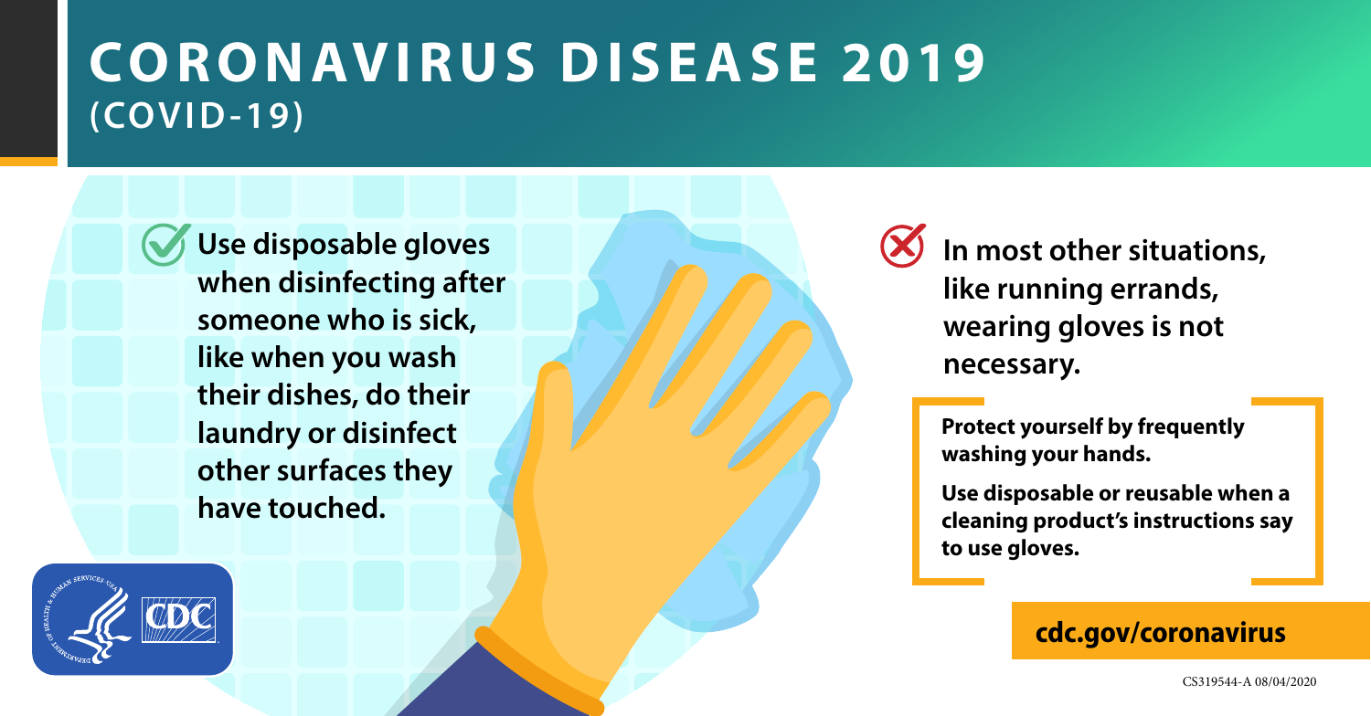# CORONAVIRUS DISEASE 2019
## (COVID-19)

✅ **Use disposable gloves when disinfecting after someone who is sick, like when you wash their dishes, do their laundry or disinfect other surfaces they have touched.**

❌ **In most other situations, like running errands, wearing gloves is not necessary.**

**Protect yourself by frequently washing your hands.**

**Use disposable or reusable when a cleaning product's instructions say to use gloves.**

**cdc.gov/coronavirus**

CS319544-A 08/04/2020